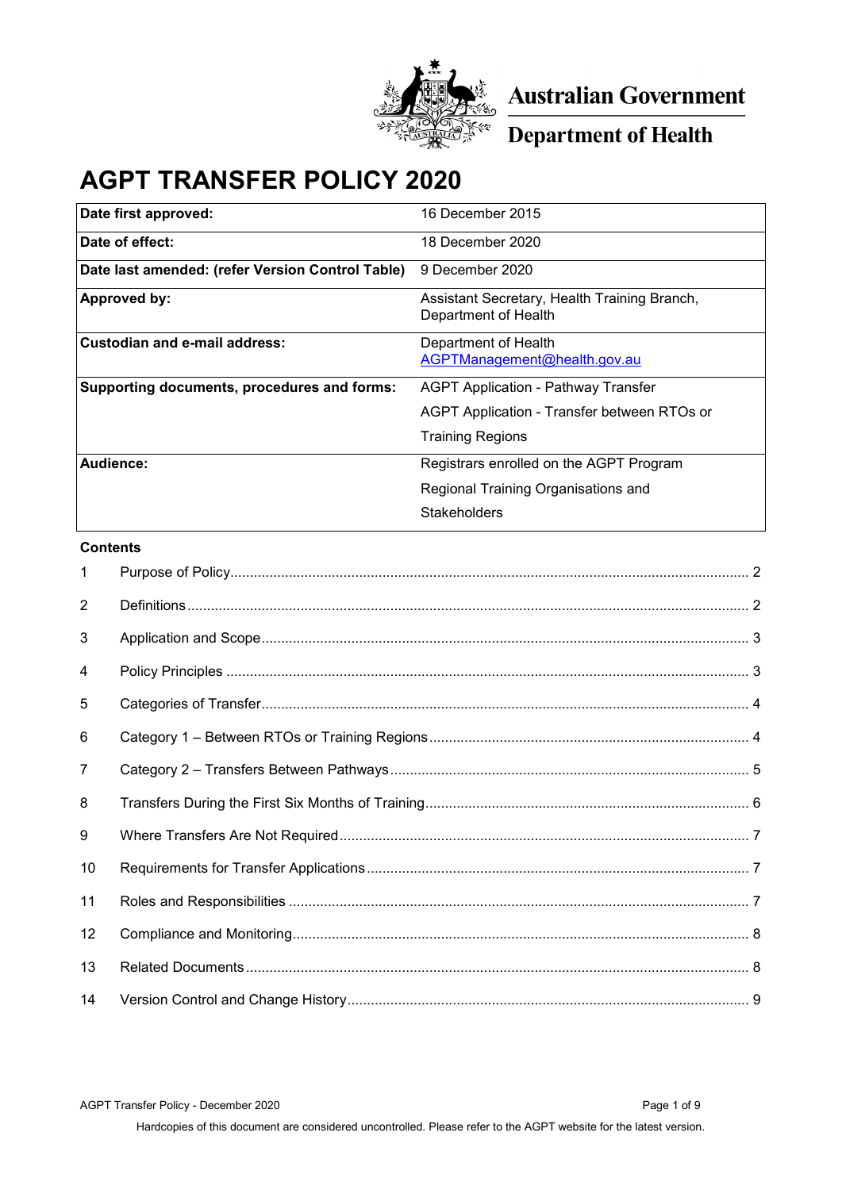Australian Government

Department of Health

# AGPT TRANSFER POLICY 2020

| | |
|---|---|
| **Date first approved:** | 16 December 2015 |
| **Date of effect:** | 18 December 2020 |
| **Date last amended: (refer Version Control Table)** | 9 December 2020 |
| **Approved by:** | Assistant Secretary, Health Training Branch, Department of Health |
| **Custodian and e-mail address:** | Department of Health<br>AGPTManagement@health.gov.au |
| **Supporting documents, procedures and forms:** | AGPT Application - Pathway Transfer<br>AGPT Application - Transfer between RTOs or Training Regions |
| **Audience:** | Registrars enrolled on the AGPT Program<br>Regional Training Organisations and Stakeholders |

**Contents**

1 Purpose of Policy .......... 2

2 Definitions .......... 2

3 Application and Scope .......... 3

4 Policy Principles .......... 3

5 Categories of Transfer .......... 4

6 Category 1 – Between RTOs or Training Regions .......... 4

7 Category 2 – Transfers Between Pathways .......... 5

8 Transfers During the First Six Months of Training .......... 6

9 Where Transfers Are Not Required .......... 7

10 Requirements for Transfer Applications .......... 7

11 Roles and Responsibilities .......... 7

12 Compliance and Monitoring .......... 8

13 Related Documents .......... 8

14 Version Control and Change History .......... 9

Hardcopies of this document are considered uncontrolled. Please refer to the AGPT website for the latest version.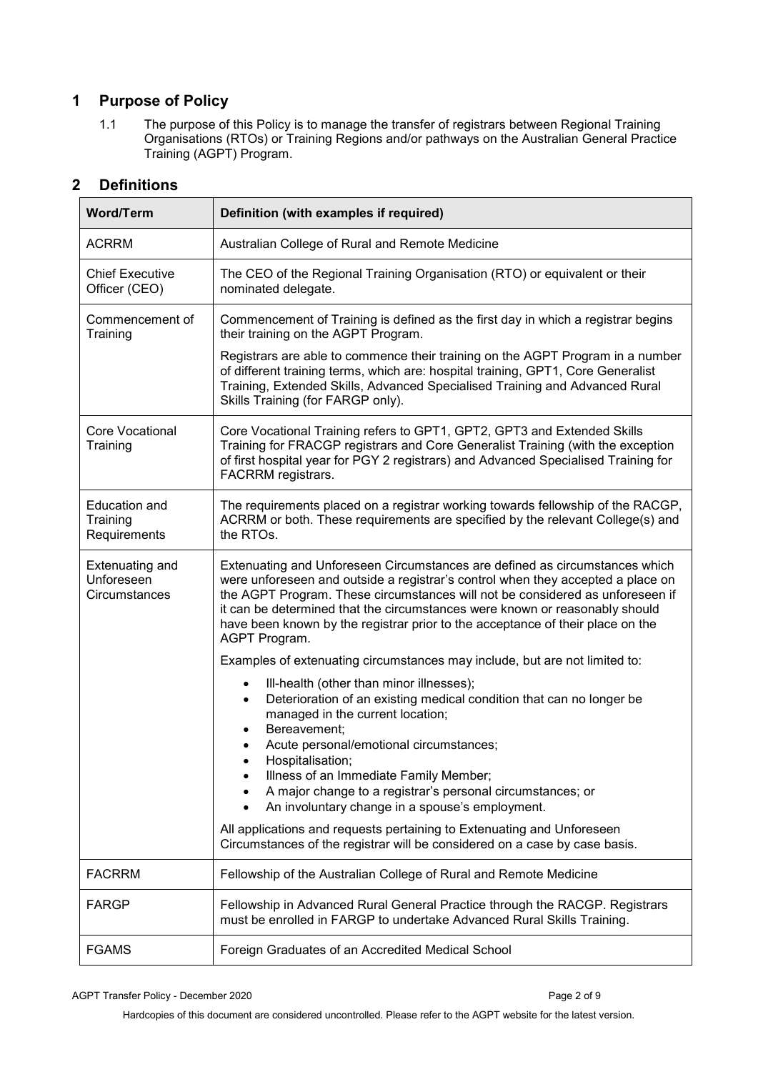## 1 Purpose of Policy

1.1 The purpose of this Policy is to manage the transfer of registrars between Regional Training Organisations (RTOs) or Training Regions and/or pathways on the Australian General Practice Training (AGPT) Program.

## 2 Definitions

| Word/Term | Definition (with examples if required) |
|---|---|
| ACRRM | Australian College of Rural and Remote Medicine |
| Chief Executive Officer (CEO) | The CEO of the Regional Training Organisation (RTO) or equivalent or their nominated delegate. |
| Commencement of Training | Commencement of Training is defined as the first day in which a registrar begins their training on the AGPT Program.<br><br>Registrars are able to commence their training on the AGPT Program in a number of different training terms, which are: hospital training, GPT1, Core Generalist Training, Extended Skills, Advanced Specialised Training and Advanced Rural Skills Training (for FARGP only). |
| Core Vocational Training | Core Vocational Training refers to GPT1, GPT2, GPT3 and Extended Skills Training for FRACGP registrars and Core Generalist Training (with the exception of first hospital year for PGY 2 registrars) and Advanced Specialised Training for FACRRM registrars. |
| Education and Training Requirements | The requirements placed on a registrar working towards fellowship of the RACGP, ACRRM or both. These requirements are specified by the relevant College(s) and the RTOs. |
| Extenuating and Unforeseen Circumstances | Extenuating and Unforeseen Circumstances are defined as circumstances which were unforeseen and outside a registrar's control when they accepted a place on the AGPT Program. These circumstances will not be considered as unforeseen if it can be determined that the circumstances were known or reasonably should have been known by the registrar prior to the acceptance of their place on the AGPT Program.<br><br>Examples of extenuating circumstances may include, but are not limited to:<br><br>• Ill-health (other than minor illnesses);<br>• Deterioration of an existing medical condition that can no longer be managed in the current location;<br>• Bereavement;<br>• Acute personal/emotional circumstances;<br>• Hospitalisation;<br>• Illness of an Immediate Family Member;<br>• A major change to a registrar's personal circumstances; or<br>• An involuntary change in a spouse's employment.<br><br>All applications and requests pertaining to Extenuating and Unforeseen Circumstances of the registrar will be considered on a case by case basis. |
| FACRRM | Fellowship of the Australian College of Rural and Remote Medicine |
| FARGP | Fellowship in Advanced Rural General Practice through the RACGP. Registrars must be enrolled in FARGP to undertake Advanced Rural Skills Training. |
| FGAMS | Foreign Graduates of an Accredited Medical School |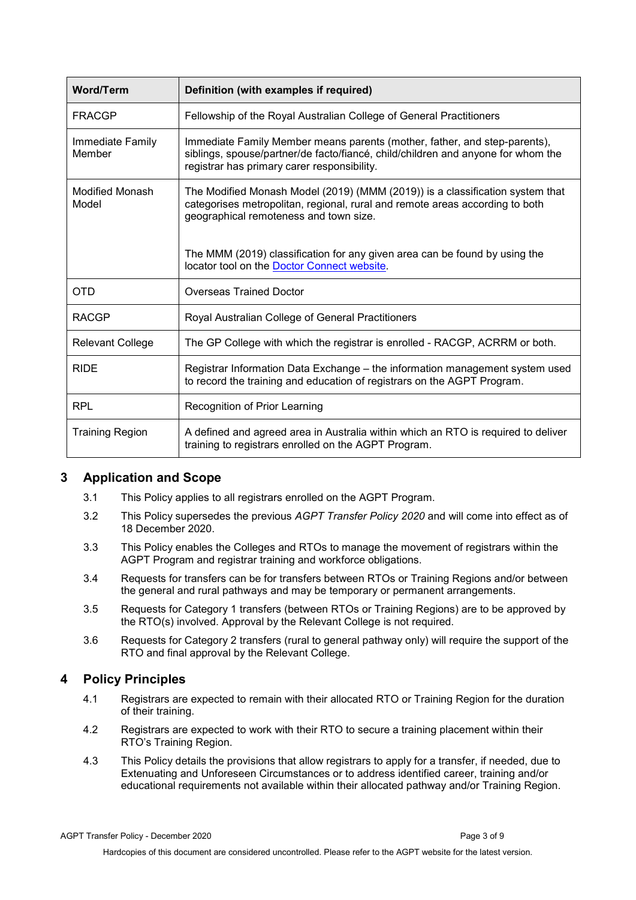| Word/Term | Definition (with examples if required) |
|---|---|
| FRACGP | Fellowship of the Royal Australian College of General Practitioners |
| Immediate Family Member | Immediate Family Member means parents (mother, father, and step-parents), siblings, spouse/partner/de facto/fiancé, child/children and anyone for whom the registrar has primary carer responsibility. |
| Modified Monash Model | The Modified Monash Model (2019) (MMM (2019)) is a classification system that categorises metropolitan, regional, rural and remote areas according to both geographical remoteness and town size.<br><br>The MMM (2019) classification for any given area can be found by using the locator tool on the Doctor Connect website. |
| OTD | Overseas Trained Doctor |
| RACGP | Royal Australian College of General Practitioners |
| Relevant College | The GP College with which the registrar is enrolled - RACGP, ACRRM or both. |
| RIDE | Registrar Information Data Exchange – the information management system used to record the training and education of registrars on the AGPT Program. |
| RPL | Recognition of Prior Learning |
| Training Region | A defined and agreed area in Australia within which an RTO is required to deliver training to registrars enrolled on the AGPT Program. |

## 3 Application and Scope

3.1 This Policy applies to all registrars enrolled on the AGPT Program.

3.2 This Policy supersedes the previous *AGPT Transfer Policy 2020* and will come into effect as of 18 December 2020.

3.3 This Policy enables the Colleges and RTOs to manage the movement of registrars within the AGPT Program and registrar training and workforce obligations.

3.4 Requests for transfers can be for transfers between RTOs or Training Regions and/or between the general and rural pathways and may be temporary or permanent arrangements.

3.5 Requests for Category 1 transfers (between RTOs or Training Regions) are to be approved by the RTO(s) involved. Approval by the Relevant College is not required.

3.6 Requests for Category 2 transfers (rural to general pathway only) will require the support of the RTO and final approval by the Relevant College.

## 4 Policy Principles

4.1 Registrars are expected to remain with their allocated RTO or Training Region for the duration of their training.

4.2 Registrars are expected to work with their RTO to secure a training placement within their RTO's Training Region.

4.3 This Policy details the provisions that allow registrars to apply for a transfer, if needed, due to Extenuating and Unforeseen Circumstances or to address identified career, training and/or educational requirements not available within their allocated pathway and/or Training Region.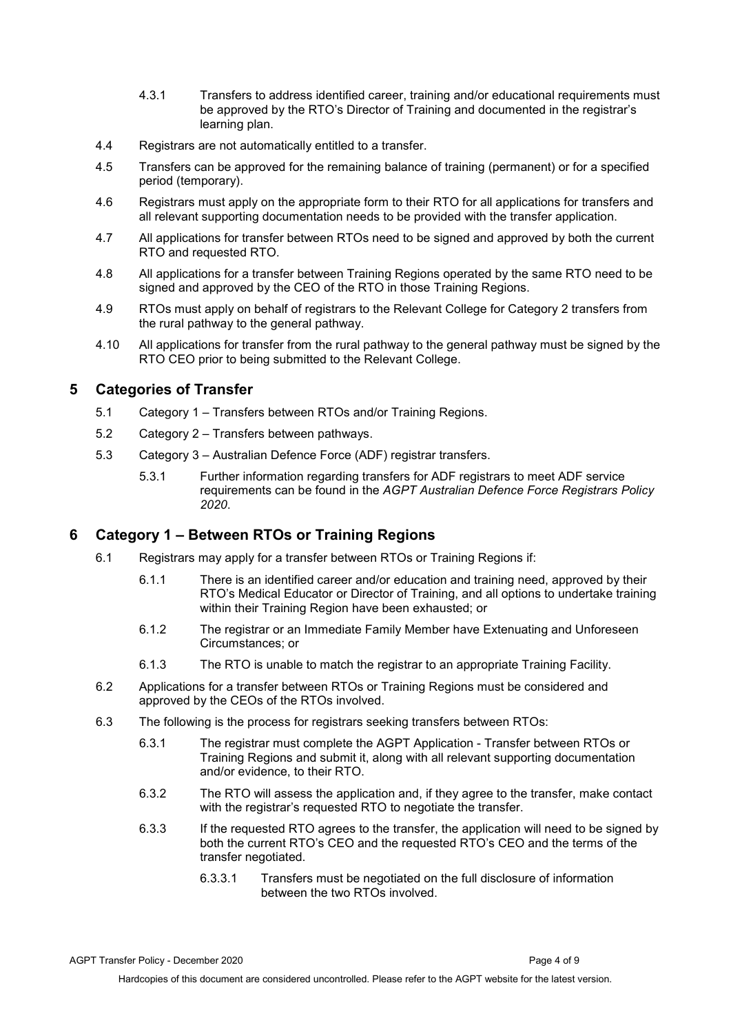4.3.1 Transfers to address identified career, training and/or educational requirements must be approved by the RTO's Director of Training and documented in the registrar's learning plan.

4.4 Registrars are not automatically entitled to a transfer.

4.5 Transfers can be approved for the remaining balance of training (permanent) or for a specified period (temporary).

4.6 Registrars must apply on the appropriate form to their RTO for all applications for transfers and all relevant supporting documentation needs to be provided with the transfer application.

4.7 All applications for transfer between RTOs need to be signed and approved by both the current RTO and requested RTO.

4.8 All applications for a transfer between Training Regions operated by the same RTO need to be signed and approved by the CEO of the RTO in those Training Regions.

4.9 RTOs must apply on behalf of registrars to the Relevant College for Category 2 transfers from the rural pathway to the general pathway.

4.10 All applications for transfer from the rural pathway to the general pathway must be signed by the RTO CEO prior to being submitted to the Relevant College.

## 5 Categories of Transfer

5.1 Category 1 – Transfers between RTOs and/or Training Regions.

5.2 Category 2 – Transfers between pathways.

5.3 Category 3 – Australian Defence Force (ADF) registrar transfers.

5.3.1 Further information regarding transfers for ADF registrars to meet ADF service requirements can be found in the *AGPT Australian Defence Force Registrars Policy 2020*.

## 6 Category 1 – Between RTOs or Training Regions

6.1 Registrars may apply for a transfer between RTOs or Training Regions if:

6.1.1 There is an identified career and/or education and training need, approved by their RTO's Medical Educator or Director of Training, and all options to undertake training within their Training Region have been exhausted; or

6.1.2 The registrar or an Immediate Family Member have Extenuating and Unforeseen Circumstances; or

6.1.3 The RTO is unable to match the registrar to an appropriate Training Facility.

6.2 Applications for a transfer between RTOs or Training Regions must be considered and approved by the CEOs of the RTOs involved.

6.3 The following is the process for registrars seeking transfers between RTOs:

6.3.1 The registrar must complete the AGPT Application - Transfer between RTOs or Training Regions and submit it, along with all relevant supporting documentation and/or evidence, to their RTO.

6.3.2 The RTO will assess the application and, if they agree to the transfer, make contact with the registrar's requested RTO to negotiate the transfer.

6.3.3 If the requested RTO agrees to the transfer, the application will need to be signed by both the current RTO's CEO and the requested RTO's CEO and the terms of the transfer negotiated.

6.3.3.1 Transfers must be negotiated on the full disclosure of information between the two RTOs involved.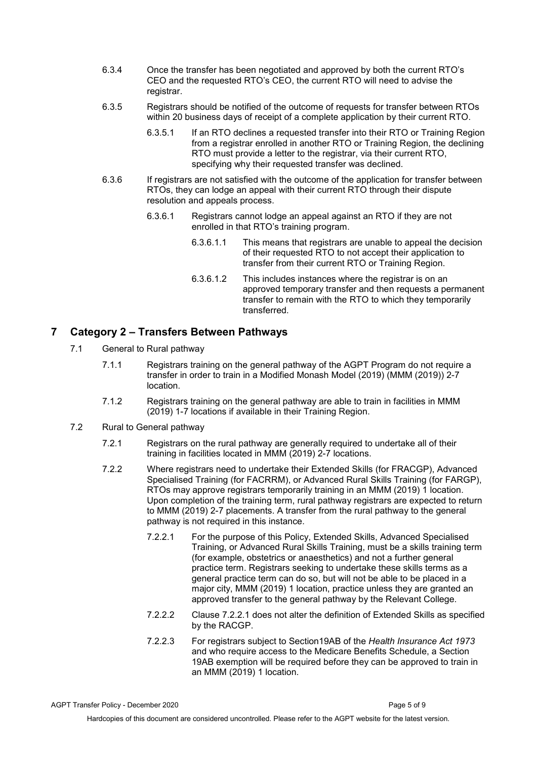6.3.4 Once the transfer has been negotiated and approved by both the current RTO's CEO and the requested RTO's CEO, the current RTO will need to advise the registrar.

6.3.5 Registrars should be notified of the outcome of requests for transfer between RTOs within 20 business days of receipt of a complete application by their current RTO.

6.3.5.1 If an RTO declines a requested transfer into their RTO or Training Region from a registrar enrolled in another RTO or Training Region, the declining RTO must provide a letter to the registrar, via their current RTO, specifying why their requested transfer was declined.

6.3.6 If registrars are not satisfied with the outcome of the application for transfer between RTOs, they can lodge an appeal with their current RTO through their dispute resolution and appeals process.

6.3.6.1 Registrars cannot lodge an appeal against an RTO if they are not enrolled in that RTO's training program.

6.3.6.1.1 This means that registrars are unable to appeal the decision of their requested RTO to not accept their application to transfer from their current RTO or Training Region.

6.3.6.1.2 This includes instances where the registrar is on an approved temporary transfer and then requests a permanent transfer to remain with the RTO to which they temporarily transferred.

# 7 Category 2 – Transfers Between Pathways

7.1 General to Rural pathway

7.1.1 Registrars training on the general pathway of the AGPT Program do not require a transfer in order to train in a Modified Monash Model (2019) (MMM (2019)) 2-7 location.

7.1.2 Registrars training on the general pathway are able to train in facilities in MMM (2019) 1-7 locations if available in their Training Region.

7.2 Rural to General pathway

7.2.1 Registrars on the rural pathway are generally required to undertake all of their training in facilities located in MMM (2019) 2-7 locations.

7.2.2 Where registrars need to undertake their Extended Skills (for FRACGP), Advanced Specialised Training (for FACRRM), or Advanced Rural Skills Training (for FARGP), RTOs may approve registrars temporarily training in an MMM (2019) 1 location. Upon completion of the training term, rural pathway registrars are expected to return to MMM (2019) 2-7 placements. A transfer from the rural pathway to the general pathway is not required in this instance.

7.2.2.1 For the purpose of this Policy, Extended Skills, Advanced Specialised Training, or Advanced Rural Skills Training, must be a skills training term (for example, obstetrics or anaesthetics) and not a further general practice term. Registrars seeking to undertake these skills terms as a general practice term can do so, but will not be able to be placed in a major city, MMM (2019) 1 location, practice unless they are granted an approved transfer to the general pathway by the Relevant College.

7.2.2.2 Clause 7.2.2.1 does not alter the definition of Extended Skills as specified by the RACGP.

7.2.2.3 For registrars subject to Section19AB of the *Health Insurance Act 1973* and who require access to the Medicare Benefits Schedule, a Section 19AB exemption will be required before they can be approved to train in an MMM (2019) 1 location.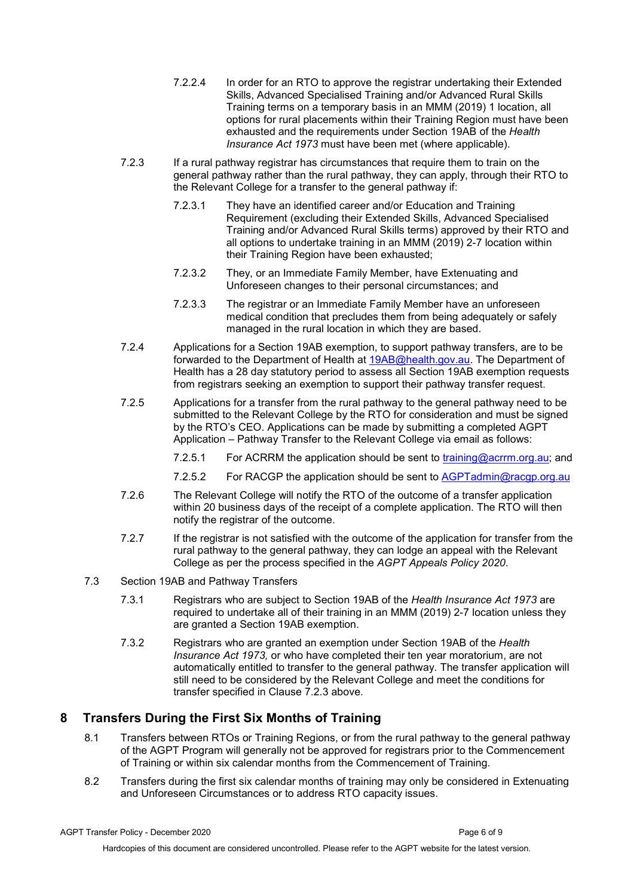7.2.2.4 In order for an RTO to approve the registrar undertaking their Extended Skills, Advanced Specialised Training and/or Advanced Rural Skills Training terms on a temporary basis in an MMM (2019) 1 location, all options for rural placements within their Training Region must have been exhausted and the requirements under Section 19AB of the *Health Insurance Act 1973* must have been met (where applicable).

7.2.3 If a rural pathway registrar has circumstances that require them to train on the general pathway rather than the rural pathway, they can apply, through their RTO to the Relevant College for a transfer to the general pathway if:

7.2.3.1 They have an identified career and/or Education and Training Requirement (excluding their Extended Skills, Advanced Specialised Training and/or Advanced Rural Skills terms) approved by their RTO and all options to undertake training in an MMM (2019) 2-7 location within their Training Region have been exhausted;

7.2.3.2 They, or an Immediate Family Member, have Extenuating and Unforeseen changes to their personal circumstances; and

7.2.3.3 The registrar or an Immediate Family Member have an unforeseen medical condition that precludes them from being adequately or safely managed in the rural location in which they are based.

7.2.4 Applications for a Section 19AB exemption, to support pathway transfers, are to be forwarded to the Department of Health at 19AB@health.gov.au. The Department of Health has a 28 day statutory period to assess all Section 19AB exemption requests from registrars seeking an exemption to support their pathway transfer request.

7.2.5 Applications for a transfer from the rural pathway to the general pathway need to be submitted to the Relevant College by the RTO for consideration and must be signed by the RTO's CEO. Applications can be made by submitting a completed AGPT Application – Pathway Transfer to the Relevant College via email as follows:

7.2.5.1 For ACRRM the application should be sent to training@acrrm.org.au; and

7.2.5.2 For RACGP the application should be sent to AGPTadmin@racgp.org.au

7.2.6 The Relevant College will notify the RTO of the outcome of a transfer application within 20 business days of the receipt of a complete application. The RTO will then notify the registrar of the outcome.

7.2.7 If the registrar is not satisfied with the outcome of the application for transfer from the rural pathway to the general pathway, they can lodge an appeal with the Relevant College as per the process specified in the *AGPT Appeals Policy 2020*.

7.3 Section 19AB and Pathway Transfers

7.3.1 Registrars who are subject to Section 19AB of the *Health Insurance Act 1973* are required to undertake all of their training in an MMM (2019) 2-7 location unless they are granted a Section 19AB exemption.

7.3.2 Registrars who are granted an exemption under Section 19AB of the *Health Insurance Act 1973,* or who have completed their ten year moratorium, are not automatically entitled to transfer to the general pathway. The transfer application will still need to be considered by the Relevant College and meet the conditions for transfer specified in Clause 7.2.3 above.

# 8 Transfers During the First Six Months of Training

8.1 Transfers between RTOs or Training Regions, or from the rural pathway to the general pathway of the AGPT Program will generally not be approved for registrars prior to the Commencement of Training or within six calendar months from the Commencement of Training.

8.2 Transfers during the first six calendar months of training may only be considered in Extenuating and Unforeseen Circumstances or to address RTO capacity issues.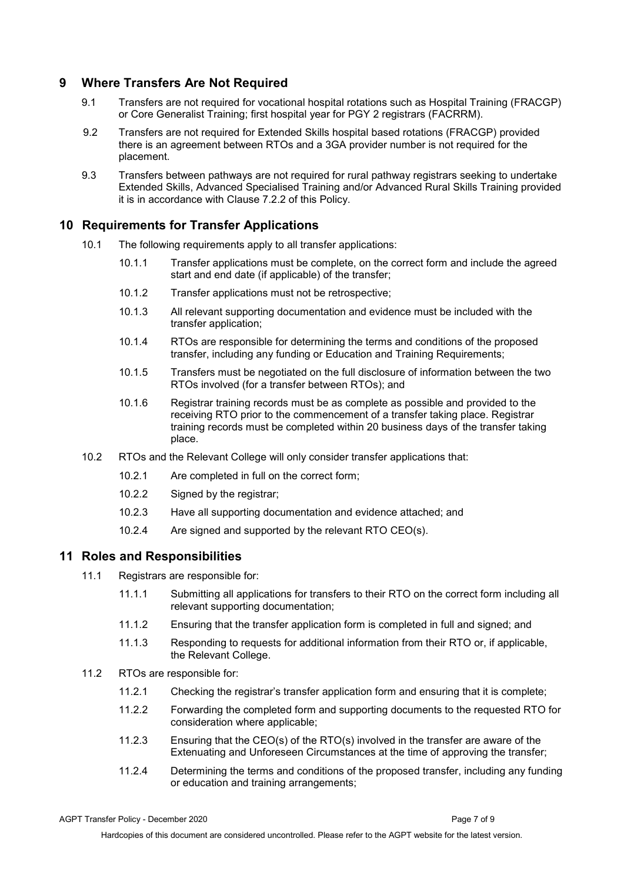## 9 Where Transfers Are Not Required

9.1 Transfers are not required for vocational hospital rotations such as Hospital Training (FRACGP) or Core Generalist Training; first hospital year for PGY 2 registrars (FACRRM).

9.2 Transfers are not required for Extended Skills hospital based rotations (FRACGP) provided there is an agreement between RTOs and a 3GA provider number is not required for the placement.

9.3 Transfers between pathways are not required for rural pathway registrars seeking to undertake Extended Skills, Advanced Specialised Training and/or Advanced Rural Skills Training provided it is in accordance with Clause 7.2.2 of this Policy.

## 10 Requirements for Transfer Applications

10.1 The following requirements apply to all transfer applications:

- 10.1.1 Transfer applications must be complete, on the correct form and include the agreed start and end date (if applicable) of the transfer;
- 10.1.2 Transfer applications must not be retrospective;
- 10.1.3 All relevant supporting documentation and evidence must be included with the transfer application;
- 10.1.4 RTOs are responsible for determining the terms and conditions of the proposed transfer, including any funding or Education and Training Requirements;
- 10.1.5 Transfers must be negotiated on the full disclosure of information between the two RTOs involved (for a transfer between RTOs); and
- 10.1.6 Registrar training records must be as complete as possible and provided to the receiving RTO prior to the commencement of a transfer taking place. Registrar training records must be completed within 20 business days of the transfer taking place.

10.2 RTOs and the Relevant College will only consider transfer applications that:

- 10.2.1 Are completed in full on the correct form;
- 10.2.2 Signed by the registrar;
- 10.2.3 Have all supporting documentation and evidence attached; and
- 10.2.4 Are signed and supported by the relevant RTO CEO(s).

## 11 Roles and Responsibilities

11.1 Registrars are responsible for:

- 11.1.1 Submitting all applications for transfers to their RTO on the correct form including all relevant supporting documentation;
- 11.1.2 Ensuring that the transfer application form is completed in full and signed; and
- 11.1.3 Responding to requests for additional information from their RTO or, if applicable, the Relevant College.

11.2 RTOs are responsible for:

- 11.2.1 Checking the registrar's transfer application form and ensuring that it is complete;
- 11.2.2 Forwarding the completed form and supporting documents to the requested RTO for consideration where applicable;
- 11.2.3 Ensuring that the CEO(s) of the RTO(s) involved in the transfer are aware of the Extenuating and Unforeseen Circumstances at the time of approving the transfer;
- 11.2.4 Determining the terms and conditions of the proposed transfer, including any funding or education and training arrangements;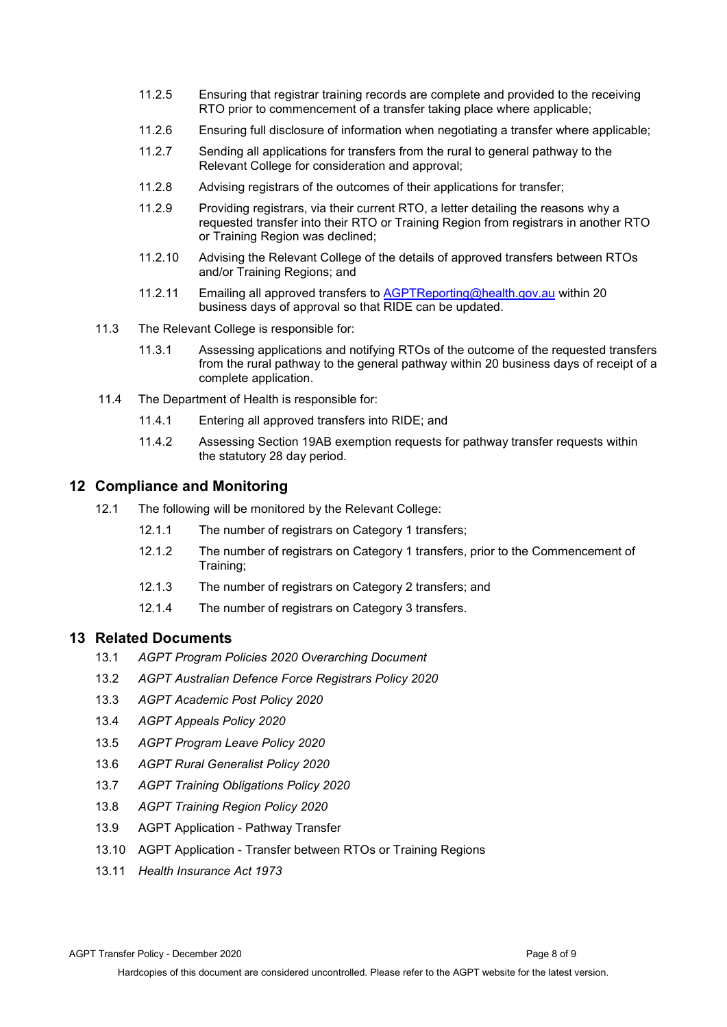- 11.2.5 Ensuring that registrar training records are complete and provided to the receiving RTO prior to commencement of a transfer taking place where applicable;
- 11.2.6 Ensuring full disclosure of information when negotiating a transfer where applicable;
- 11.2.7 Sending all applications for transfers from the rural to general pathway to the Relevant College for consideration and approval;
- 11.2.8 Advising registrars of the outcomes of their applications for transfer;
- 11.2.9 Providing registrars, via their current RTO, a letter detailing the reasons why a requested transfer into their RTO or Training Region from registrars in another RTO or Training Region was declined;
- 11.2.10 Advising the Relevant College of the details of approved transfers between RTOs and/or Training Regions; and
- 11.2.11 Emailing all approved transfers to [AGPTReporting@health.gov.au](mailto:AGPTReporting@health.gov.au) within 20 business days of approval so that RIDE can be updated.

11.3 The Relevant College is responsible for:

- 11.3.1 Assessing applications and notifying RTOs of the outcome of the requested transfers from the rural pathway to the general pathway within 20 business days of receipt of a complete application.

11.4 The Department of Health is responsible for:

- 11.4.1 Entering all approved transfers into RIDE; and
- 11.4.2 Assessing Section 19AB exemption requests for pathway transfer requests within the statutory 28 day period.

## 12 Compliance and Monitoring

12.1 The following will be monitored by the Relevant College:

- 12.1.1 The number of registrars on Category 1 transfers;
- 12.1.2 The number of registrars on Category 1 transfers, prior to the Commencement of Training;
- 12.1.3 The number of registrars on Category 2 transfers; and
- 12.1.4 The number of registrars on Category 3 transfers.

## 13 Related Documents

- 13.1 *AGPT Program Policies 2020 Overarching Document*
- 13.2 *AGPT Australian Defence Force Registrars Policy 2020*
- 13.3 *AGPT Academic Post Policy 2020*
- 13.4 *AGPT Appeals Policy 2020*
- 13.5 *AGPT Program Leave Policy 2020*
- 13.6 *AGPT Rural Generalist Policy 2020*
- 13.7 *AGPT Training Obligations Policy 2020*
- 13.8 *AGPT Training Region Policy 2020*
- 13.9 AGPT Application - Pathway Transfer
- 13.10 AGPT Application - Transfer between RTOs or Training Regions
- 13.11 *Health Insurance Act 1973*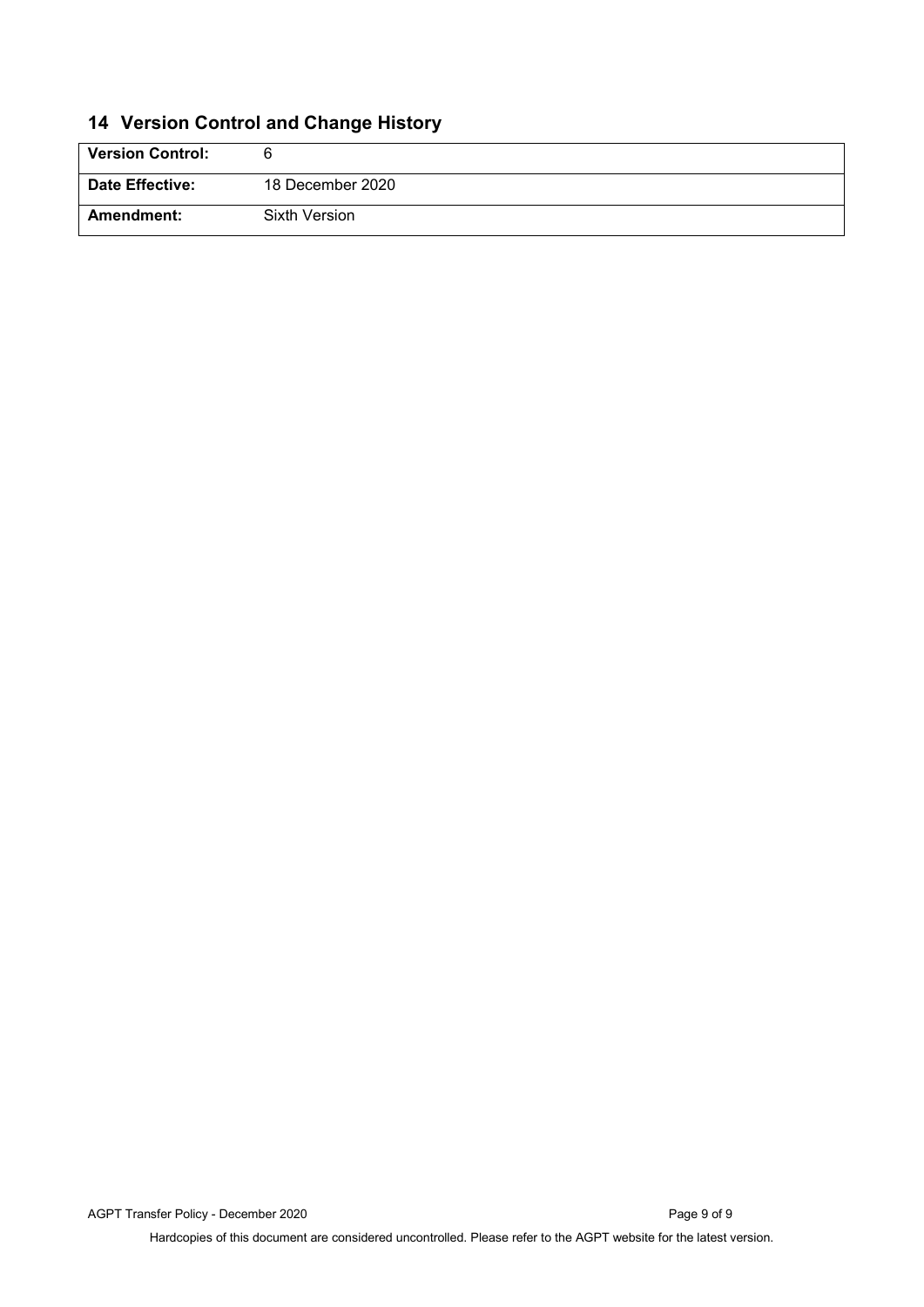## 14 Version Control and Change History

| | |
|---|---|
| **Version Control:** | 6 |
| **Date Effective:** | 18 December 2020 |
| **Amendment:** | Sixth Version |

Hardcopies of this document are considered uncontrolled. Please refer to the AGPT website for the latest version.